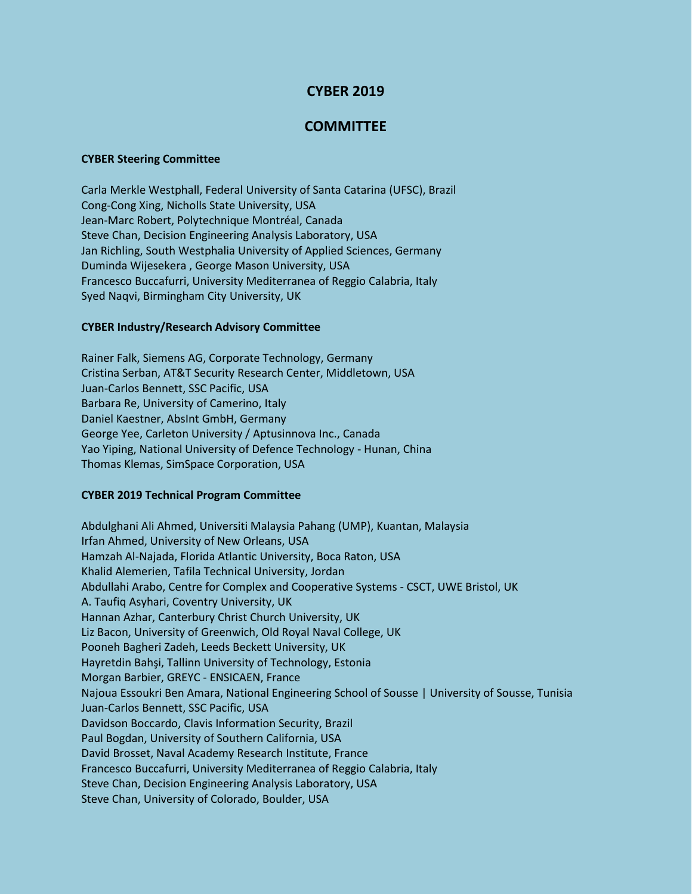# CYBER 2019

## COMMITTEE

### CYBER Steering Committee

Carla Merkle Westphall, Federal University of Santa Catarina (UFSC), Brazil
Cong-Cong Xing, Nicholls State University, USA
Jean-Marc Robert, Polytechnique Montréal, Canada
Steve Chan, Decision Engineering Analysis Laboratory, USA
Jan Richling, South Westphalia University of Applied Sciences, Germany
Duminda Wijesekera , George Mason University, USA
Francesco Buccafurri, University Mediterranea of Reggio Calabria, Italy
Syed Naqvi, Birmingham City University, UK

### CYBER Industry/Research Advisory Committee

Rainer Falk, Siemens AG, Corporate Technology, Germany
Cristina Serban, AT&T Security Research Center, Middletown, USA
Juan-Carlos Bennett, SSC Pacific, USA
Barbara Re, University of Camerino, Italy
Daniel Kaestner, AbsInt GmbH, Germany
George Yee, Carleton University / Aptusinnova Inc., Canada
Yao Yiping, National University of Defence Technology - Hunan, China
Thomas Klemas, SimSpace Corporation, USA

### CYBER 2019 Technical Program Committee

Abdulghani Ali Ahmed, Universiti Malaysia Pahang (UMP), Kuantan, Malaysia
Irfan Ahmed, University of New Orleans, USA
Hamzah Al-Najada, Florida Atlantic University, Boca Raton, USA
Khalid Alemerien, Tafila Technical University, Jordan
Abdullahi Arabo, Centre for Complex and Cooperative Systems - CSCT, UWE Bristol, UK
A. Taufiq Asyhari, Coventry University, UK
Hannan Azhar, Canterbury Christ Church University, UK
Liz Bacon, University of Greenwich, Old Royal Naval College, UK
Pooneh Bagheri Zadeh, Leeds Beckett University, UK
Hayretdin Bahşi, Tallinn University of Technology, Estonia
Morgan Barbier, GREYC - ENSICAEN, France
Najoua Essoukri Ben Amara, National Engineering School of Sousse | University of Sousse, Tunisia
Juan-Carlos Bennett, SSC Pacific, USA
Davidson Boccardo, Clavis Information Security, Brazil
Paul Bogdan, University of Southern California, USA
David Brosset, Naval Academy Research Institute, France
Francesco Buccafurri, University Mediterranea of Reggio Calabria, Italy
Steve Chan, Decision Engineering Analysis Laboratory, USA
Steve Chan, University of Colorado, Boulder, USA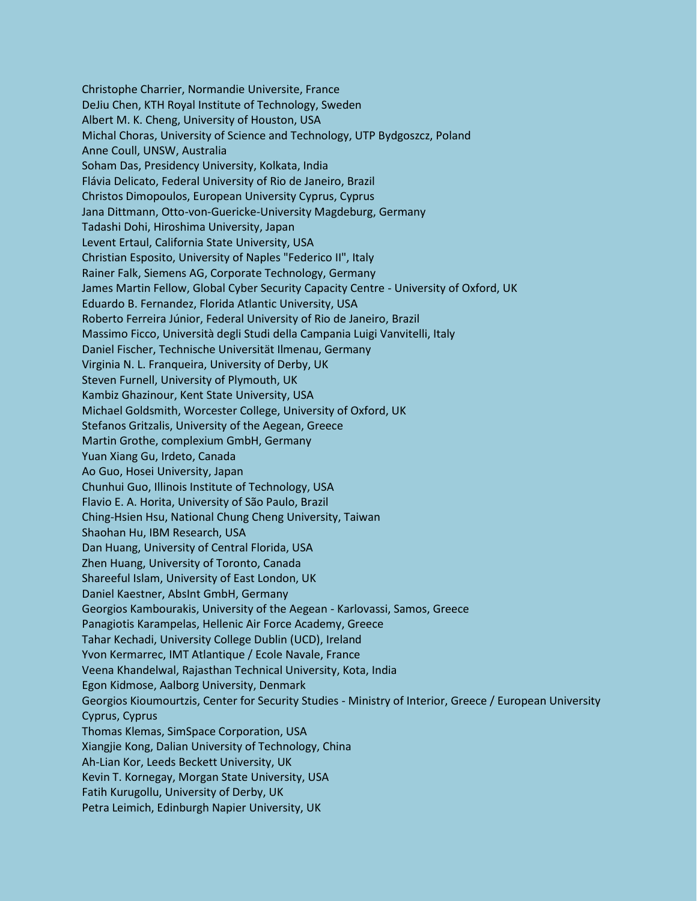Christophe Charrier, Normandie Universite, France
DeJiu Chen, KTH Royal Institute of Technology, Sweden
Albert M. K. Cheng, University of Houston, USA
Michal Choras, University of Science and Technology, UTP Bydgoszcz, Poland
Anne Coull, UNSW, Australia
Soham Das, Presidency University, Kolkata, India
Flávia Delicato, Federal University of Rio de Janeiro, Brazil
Christos Dimopoulos, European University Cyprus, Cyprus
Jana Dittmann, Otto-von-Guericke-University Magdeburg, Germany
Tadashi Dohi, Hiroshima University, Japan
Levent Ertaul, California State University, USA
Christian Esposito, University of Naples "Federico II", Italy
Rainer Falk, Siemens AG, Corporate Technology, Germany
James Martin Fellow, Global Cyber Security Capacity Centre - University of Oxford, UK
Eduardo B. Fernandez, Florida Atlantic University, USA
Roberto Ferreira Júnior, Federal University of Rio de Janeiro, Brazil
Massimo Ficco, Università degli Studi della Campania Luigi Vanvitelli, Italy
Daniel Fischer, Technische Universität Ilmenau, Germany
Virginia N. L. Franqueira, University of Derby, UK
Steven Furnell, University of Plymouth, UK
Kambiz Ghazinour, Kent State University, USA
Michael Goldsmith, Worcester College, University of Oxford, UK
Stefanos Gritzalis, University of the Aegean, Greece
Martin Grothe, complexium GmbH, Germany
Yuan Xiang Gu, Irdeto, Canada
Ao Guo, Hosei University, Japan
Chunhui Guo, Illinois Institute of Technology, USA
Flavio E. A. Horita, University of São Paulo, Brazil
Ching-Hsien Hsu, National Chung Cheng University, Taiwan
Shaohan Hu, IBM Research, USA
Dan Huang, University of Central Florida, USA
Zhen Huang, University of Toronto, Canada
Shareeful Islam, University of East London, UK
Daniel Kaestner, AbsInt GmbH, Germany
Georgios Kambourakis, University of the Aegean - Karlovassi, Samos, Greece
Panagiotis Karampelas, Hellenic Air Force Academy, Greece
Tahar Kechadi, University College Dublin (UCD), Ireland
Yvon Kermarrec, IMT Atlantique / Ecole Navale, France
Veena Khandelwal, Rajasthan Technical University, Kota, India
Egon Kidmose, Aalborg University, Denmark
Georgios Kioumourtzis, Center for Security Studies - Ministry of Interior, Greece / European University Cyprus, Cyprus
Thomas Klemas, SimSpace Corporation, USA
Xiangjie Kong, Dalian University of Technology, China
Ah-Lian Kor, Leeds Beckett University, UK
Kevin T. Kornegay, Morgan State University, USA
Fatih Kurugollu, University of Derby, UK
Petra Leimich, Edinburgh Napier University, UK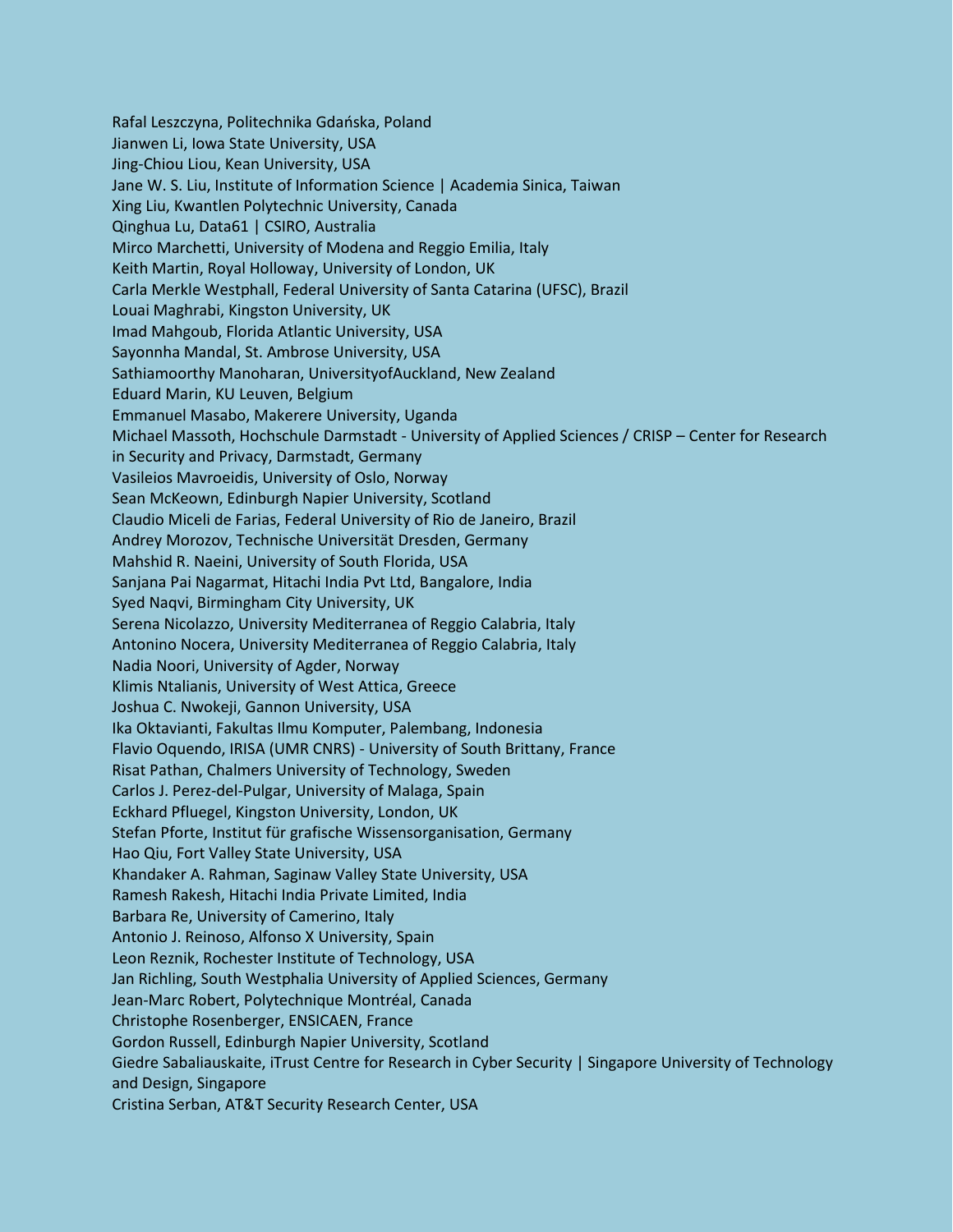Rafal Leszczyna, Politechnika Gdańska, Poland
Jianwen Li, Iowa State University, USA
Jing-Chiou Liou, Kean University, USA
Jane W. S. Liu, Institute of Information Science | Academia Sinica, Taiwan
Xing Liu, Kwantlen Polytechnic University, Canada
Qinghua Lu, Data61 | CSIRO, Australia
Mirco Marchetti, University of Modena and Reggio Emilia, Italy
Keith Martin, Royal Holloway, University of London, UK
Carla Merkle Westphall, Federal University of Santa Catarina (UFSC), Brazil
Louai Maghrabi, Kingston University, UK
Imad Mahgoub, Florida Atlantic University, USA
Sayonnha Mandal, St. Ambrose University, USA
Sathiamoorthy Manoharan, UniversityofAuckland, New Zealand
Eduard Marin, KU Leuven, Belgium
Emmanuel Masabo, Makerere University, Uganda
Michael Massoth, Hochschule Darmstadt - University of Applied Sciences / CRISP – Center for Research in Security and Privacy, Darmstadt, Germany
Vasileios Mavroeidis, University of Oslo, Norway
Sean McKeown, Edinburgh Napier University, Scotland
Claudio Miceli de Farias, Federal University of Rio de Janeiro, Brazil
Andrey Morozov, Technische Universität Dresden, Germany
Mahshid R. Naeini, University of South Florida, USA
Sanjana Pai Nagarmat, Hitachi India Pvt Ltd, Bangalore, India
Syed Naqvi, Birmingham City University, UK
Serena Nicolazzo, University Mediterranea of Reggio Calabria, Italy
Antonino Nocera, University Mediterranea of Reggio Calabria, Italy
Nadia Noori, University of Agder, Norway
Klimis Ntalianis, University of West Attica, Greece
Joshua C. Nwokeji, Gannon University, USA
Ika Oktavianti, Fakultas Ilmu Komputer, Palembang, Indonesia
Flavio Oquendo, IRISA (UMR CNRS) - University of South Brittany, France
Risat Pathan, Chalmers University of Technology, Sweden
Carlos J. Perez-del-Pulgar, University of Malaga, Spain
Eckhard Pfluegel, Kingston University, London, UK
Stefan Pforte, Institut für grafische Wissensorganisation, Germany
Hao Qiu, Fort Valley State University, USA
Khandaker A. Rahman, Saginaw Valley State University, USA
Ramesh Rakesh, Hitachi India Private Limited, India
Barbara Re, University of Camerino, Italy
Antonio J. Reinoso, Alfonso X University, Spain
Leon Reznik, Rochester Institute of Technology, USA
Jan Richling, South Westphalia University of Applied Sciences, Germany
Jean-Marc Robert, Polytechnique Montréal, Canada
Christophe Rosenberger, ENSICAEN, France
Gordon Russell, Edinburgh Napier University, Scotland
Giedre Sabaliauskaite, iTrust Centre for Research in Cyber Security | Singapore University of Technology and Design, Singapore
Cristina Serban, AT&T Security Research Center, USA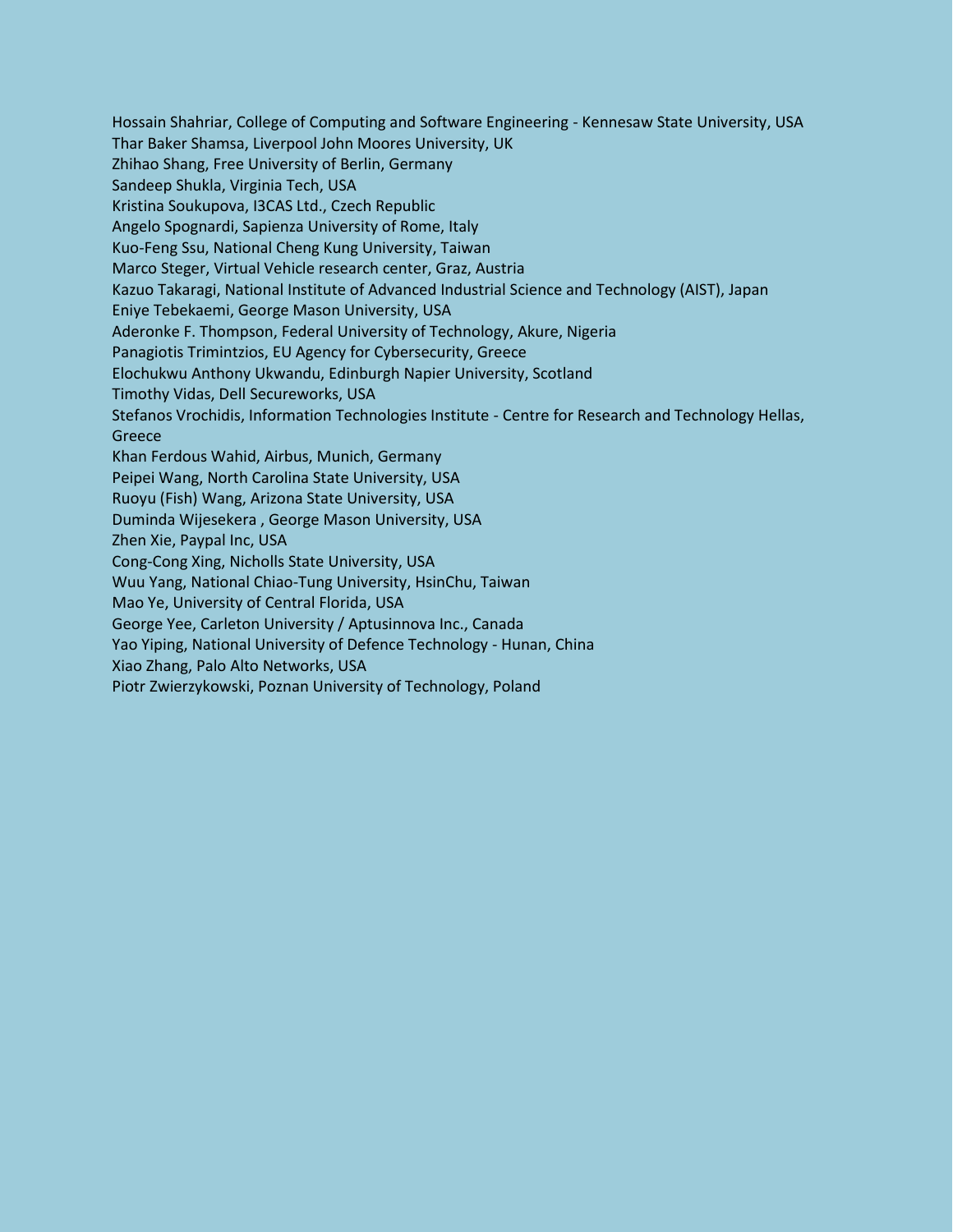Hossain Shahriar, College of Computing and Software Engineering - Kennesaw State University, USA  
Thar Baker Shamsa, Liverpool John Moores University, UK  
Zhihao Shang, Free University of Berlin, Germany  
Sandeep Shukla, Virginia Tech, USA  
Kristina Soukupova, I3CAS Ltd., Czech Republic  
Angelo Spognardi, Sapienza University of Rome, Italy  
Kuo-Feng Ssu, National Cheng Kung University, Taiwan  
Marco Steger, Virtual Vehicle research center, Graz, Austria  
Kazuo Takaragi, National Institute of Advanced Industrial Science and Technology (AIST), Japan  
Eniye Tebekaemi, George Mason University, USA  
Aderonke F. Thompson, Federal University of Technology, Akure, Nigeria  
Panagiotis Trimintzios, EU Agency for Cybersecurity, Greece  
Elochukwu Anthony Ukwandu, Edinburgh Napier University, Scotland  
Timothy Vidas, Dell Secureworks, USA  
Stefanos Vrochidis, Information Technologies Institute - Centre for Research and Technology Hellas, Greece  
Khan Ferdous Wahid, Airbus, Munich, Germany  
Peipei Wang, North Carolina State University, USA  
Ruoyu (Fish) Wang, Arizona State University, USA  
Duminda Wijesekera , George Mason University, USA  
Zhen Xie, Paypal Inc, USA  
Cong-Cong Xing, Nicholls State University, USA  
Wuu Yang, National Chiao-Tung University, HsinChu, Taiwan  
Mao Ye, University of Central Florida, USA  
George Yee, Carleton University / Aptusinnova Inc., Canada  
Yao Yiping, National University of Defence Technology - Hunan, China  
Xiao Zhang, Palo Alto Networks, USA  
Piotr Zwierzykowski, Poznan University of Technology, Poland